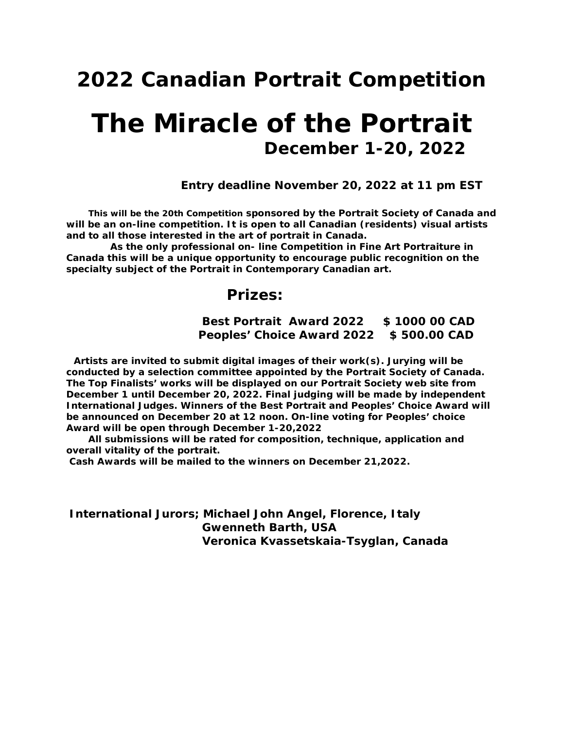# 2022 Canadian Portrait Competition

# The Miracle of the Portrait

## December 1-20, 2022

**Entry deadline November 20, 2022 at 11 pm EST**

**This will be the 20th Competition sponsored by the Portrait Society of Canada and will be an on-line competition. It is open to all Canadian (residents) visual artists and to all those interested in the art of portrait in Canada.**

**As the only professional on- line Competition in Fine Art Portraiture in Canada this will be a unique opportunity to encourage public recognition on the specialty subject of the Portrait in Contemporary Canadian art.**

## Prizes:

**Best Portrait Award 2022 $ 1000 00 CAD**
**Peoples' Choice Award 2022 $ 500.00 CAD**

**Artists are invited to submit digital images of their work(s). Jurying will be conducted by a selection committee appointed by the Portrait Society of Canada. The Top Finalists' works will be displayed on our Portrait Society web site from December 1 until December 20, 2022. Final judging will be made by independent International Judges. Winners of the Best Portrait and Peoples' Choice Award will be announced on December 20 at 12 noon. On-line voting for Peoples' choice Award will be open through December 1-20,2022**

**All submissions will be rated for composition, technique, application and overall vitality of the portrait.**

**Cash Awards will be mailed to the winners on December 21,2022.**

**International Jurors; Michael John Angel, Florence, Italy**
**Gwenneth Barth, USA**
**Veronica Kvassetskaia-Tsyglan, Canada**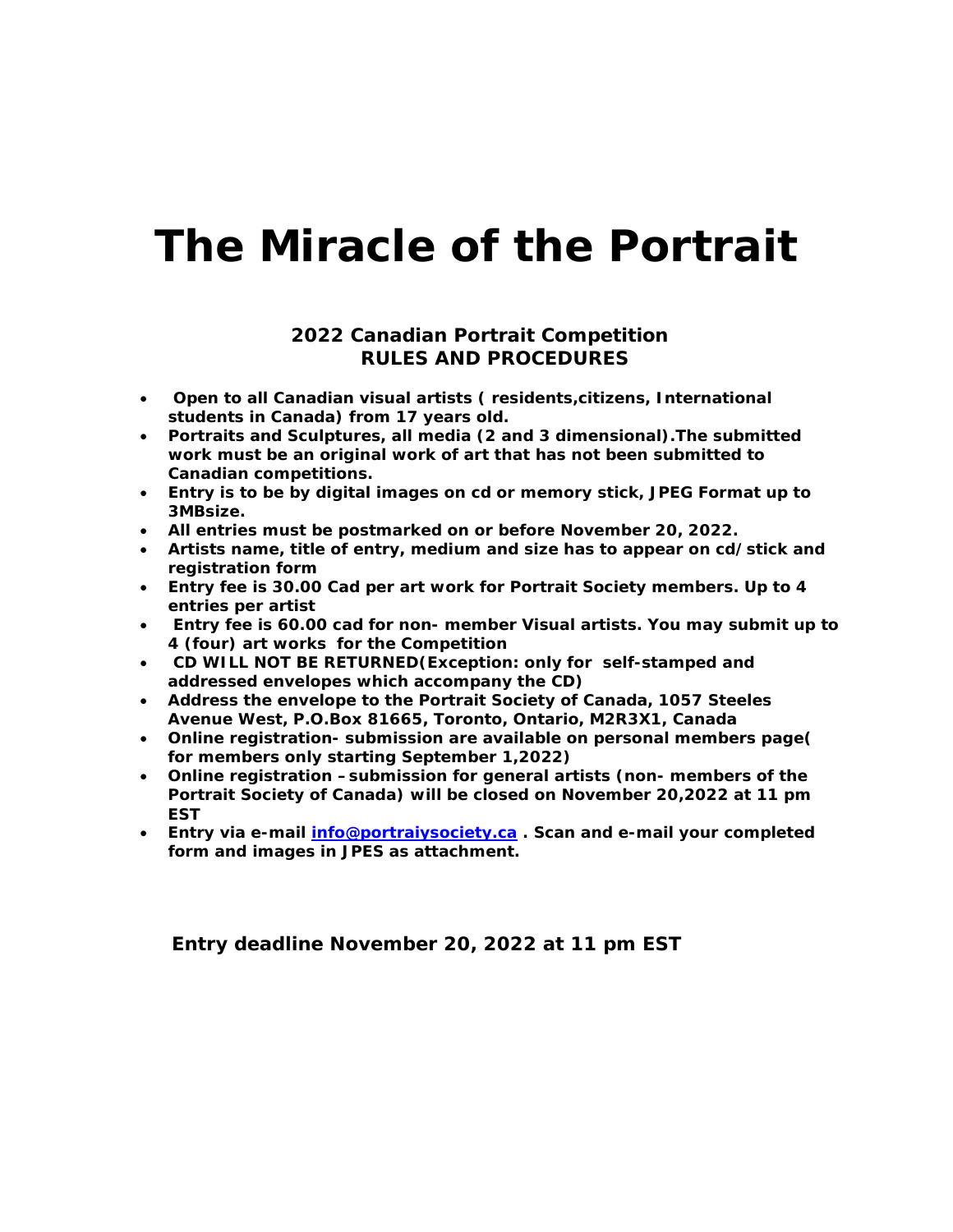# The Miracle of the Portrait

### 2022 Canadian Portrait Competition
### RULES AND PROCEDURES

- **Open to all Canadian visual artists ( residents,citizens, International students in Canada) from 17 years old.**
- **Portraits and Sculptures, all media (2 and 3 dimensional).The submitted work must be an original work of art that has not been submitted to Canadian competitions.**
- **Entry is to be by digital images on cd or memory stick, JPEG Format up to 3MBsize.**
- **All entries must be postmarked on or before November 20, 2022.**
- **Artists name, title of entry, medium and size has to appear on cd/stick and registration form**
- **Entry fee is 30.00 Cad per art work for Portrait Society members. Up to 4 entries per artist**
- **Entry fee is 60.00 cad for non- member Visual artists. You may submit up to 4 (four) art works for the Competition**
- **CD WILL NOT BE RETURNED(Exception: only for self-stamped and addressed envelopes which accompany the CD)**
- **Address the envelope to the Portrait Society of Canada, 1057 Steeles Avenue West, P.O.Box 81665, Toronto, Ontario, M2R3X1, Canada**
- **Online registration- submission are available on personal members page( for members only starting September 1,2022)**
- **Online registration – submission for general artists (non- members of the Portrait Society of Canada) will be closed on November 20,2022 at 11 pm EST**
- **Entry via e-mail [info@portraiysociety.ca](mailto:info@portraiysociety.ca) . Scan and e-mail your completed form and images in JPES as attachment.**

**Entry deadline November 20, 2022 at 11 pm EST**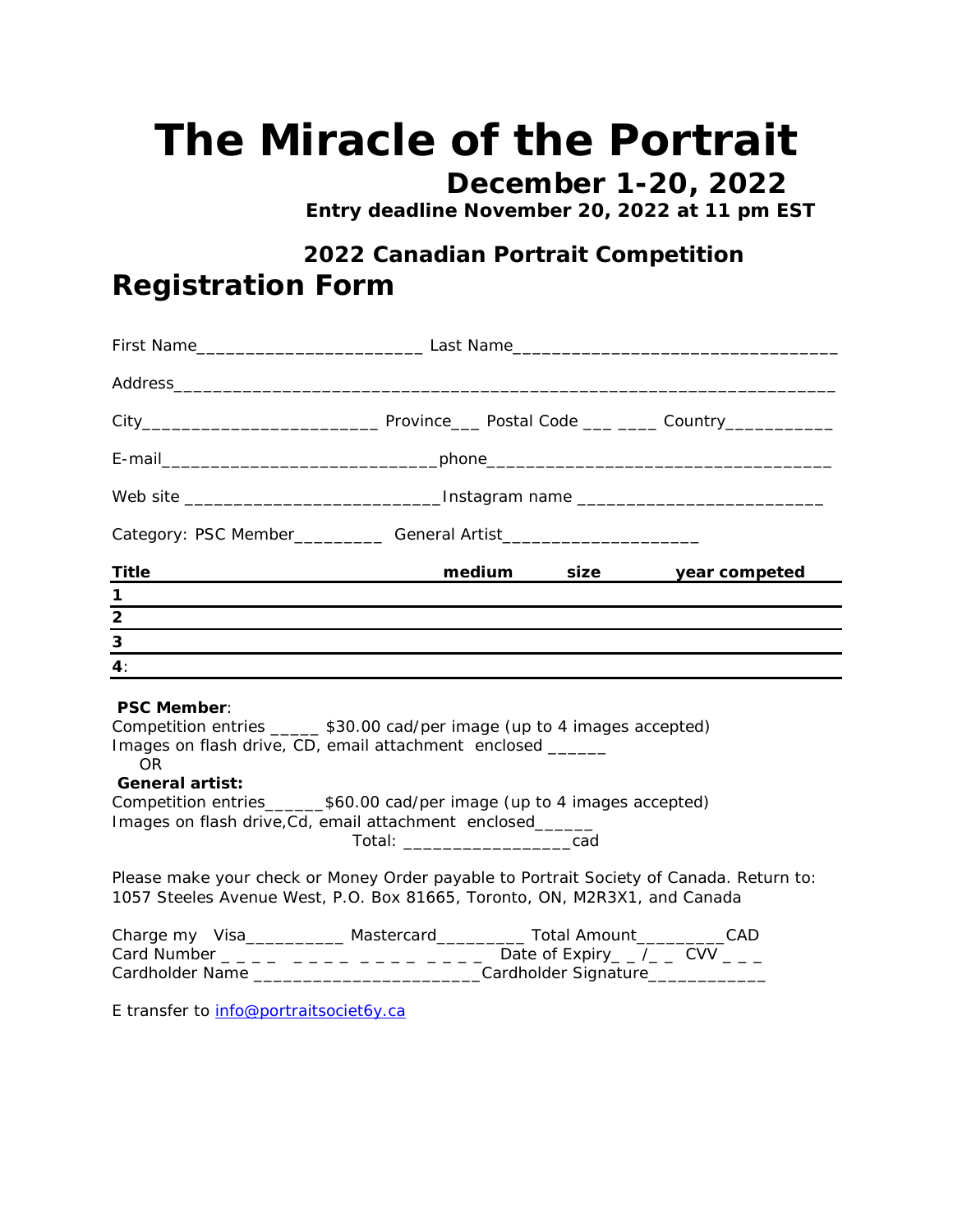# The Miracle of the Portrait

## December 1-20, 2022

**Entry deadline November 20, 2022 at 11 pm EST**

### 2022 Canadian Portrait Competition

## Registration Form

First Name________________________ Last Name__________________________________

Address______________________________________________________________________

City_________________________ Province___ Postal Code ___ ____ Country___________

E-mail____________________________phone____________________________________

Web site __________________________Instagram name _________________________

Category: PSC Member_________ General Artist____________________

| Title | medium | size | year competed |
|---|---|---|---|
| 1 | | | |
| 2 | | | |
| 3 | | | |
| 4: | | | |

**PSC Member**:
Competition entries _____ $30.00 cad/per image (up to 4 images accepted)
Images on flash drive, CD, email attachment enclosed ______
OR
**General artist:**
Competition entries______$60.00 cad/per image (up to 4 images accepted)
Images on flash drive,Cd, email attachment enclosed______
Total: _________________cad

Please make your check or Money Order payable to Portrait Society of Canada. Return to: 1057 Steeles Avenue West, P.O. Box 81665, Toronto, ON, M2R3X1, and Canada

Charge my Visa__________ Mastercard_________ Total Amount_________CAD
Card Number _ _ _ _ _ _ _ _ _ _ _ _ _ _ _ _ Date of Expiry_ _ /_ _ CVV _ _ _
Cardholder Name _______________________Cardholder Signature____________

E transfer to info@portraitsociet6y.ca